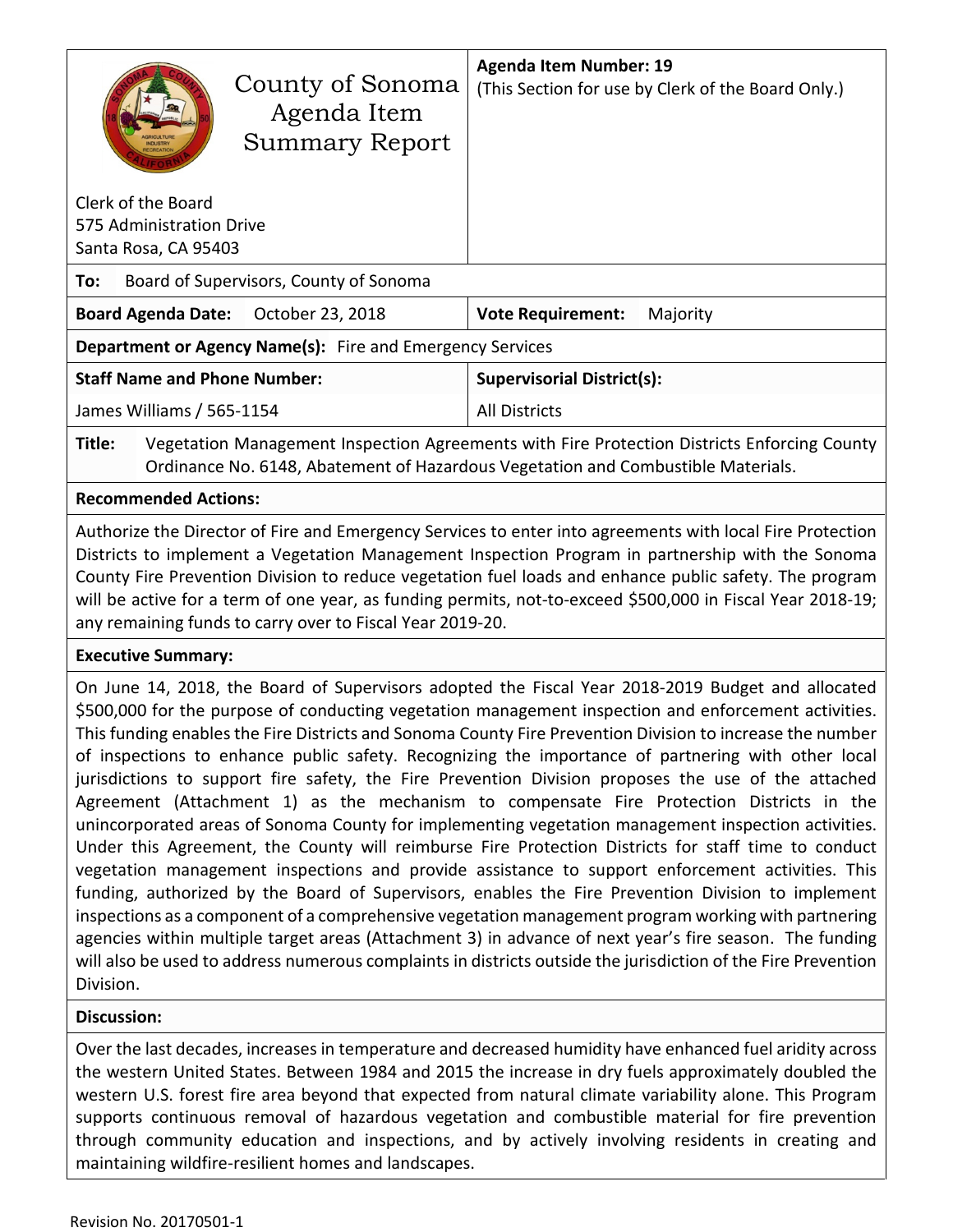# County of Sonoma Agenda Item Summary Report

Clerk of the Board
575 Administration Drive
Santa Rosa, CA 95403

**Agenda Item Number: 19**
(This Section for use by Clerk of the Board Only.)

**To:** Board of Supervisors, County of Sonoma

| **Board Agenda Date:** October 23, 2018 | **Vote Requirement:** Majority |
|---|---|
| **Department or Agency Name(s):** Fire and Emergency Services | |
| **Staff Name and Phone Number:** | **Supervisorial District(s):** |
| James Williams / 565-1154 | All Districts |

**Title:** Vegetation Management Inspection Agreements with Fire Protection Districts Enforcing County Ordinance No. 6148, Abatement of Hazardous Vegetation and Combustible Materials.

## Recommended Actions:

Authorize the Director of Fire and Emergency Services to enter into agreements with local Fire Protection Districts to implement a Vegetation Management Inspection Program in partnership with the Sonoma County Fire Prevention Division to reduce vegetation fuel loads and enhance public safety. The program will be active for a term of one year, as funding permits, not-to-exceed $500,000 in Fiscal Year 2018-19; any remaining funds to carry over to Fiscal Year 2019-20.

## Executive Summary:

On June 14, 2018, the Board of Supervisors adopted the Fiscal Year 2018-2019 Budget and allocated $500,000 for the purpose of conducting vegetation management inspection and enforcement activities. This funding enables the Fire Districts and Sonoma County Fire Prevention Division to increase the number of inspections to enhance public safety. Recognizing the importance of partnering with other local jurisdictions to support fire safety, the Fire Prevention Division proposes the use of the attached Agreement (Attachment 1) as the mechanism to compensate Fire Protection Districts in the unincorporated areas of Sonoma County for implementing vegetation management inspection activities. Under this Agreement, the County will reimburse Fire Protection Districts for staff time to conduct vegetation management inspections and provide assistance to support enforcement activities. This funding, authorized by the Board of Supervisors, enables the Fire Prevention Division to implement inspections as a component of a comprehensive vegetation management program working with partnering agencies within multiple target areas (Attachment 3) in advance of next year's fire season. The funding will also be used to address numerous complaints in districts outside the jurisdiction of the Fire Prevention Division.

## Discussion:

Over the last decades, increases in temperature and decreased humidity have enhanced fuel aridity across the western United States. Between 1984 and 2015 the increase in dry fuels approximately doubled the western U.S. forest fire area beyond that expected from natural climate variability alone. This Program supports continuous removal of hazardous vegetation and combustible material for fire prevention through community education and inspections, and by actively involving residents in creating and maintaining wildfire-resilient homes and landscapes.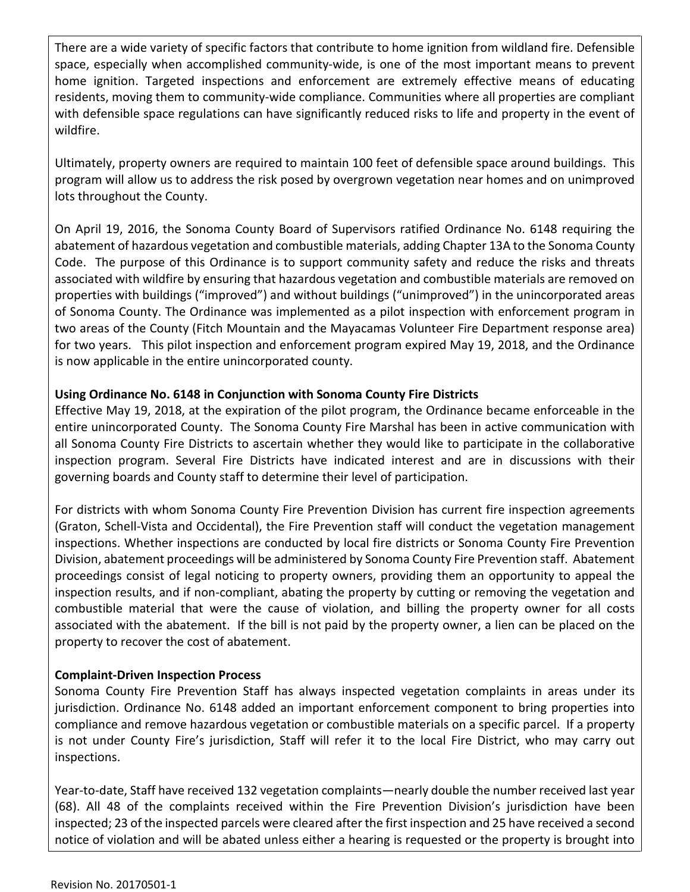There are a wide variety of specific factors that contribute to home ignition from wildland fire. Defensible space, especially when accomplished community-wide, is one of the most important means to prevent home ignition. Targeted inspections and enforcement are extremely effective means of educating residents, moving them to community-wide compliance. Communities where all properties are compliant with defensible space regulations can have significantly reduced risks to life and property in the event of wildfire.

Ultimately, property owners are required to maintain 100 feet of defensible space around buildings. This program will allow us to address the risk posed by overgrown vegetation near homes and on unimproved lots throughout the County.

On April 19, 2016, the Sonoma County Board of Supervisors ratified Ordinance No. 6148 requiring the abatement of hazardous vegetation and combustible materials, adding Chapter 13A to the Sonoma County Code. The purpose of this Ordinance is to support community safety and reduce the risks and threats associated with wildfire by ensuring that hazardous vegetation and combustible materials are removed on properties with buildings ("improved") and without buildings ("unimproved") in the unincorporated areas of Sonoma County. The Ordinance was implemented as a pilot inspection with enforcement program in two areas of the County (Fitch Mountain and the Mayacamas Volunteer Fire Department response area) for two years. This pilot inspection and enforcement program expired May 19, 2018, and the Ordinance is now applicable in the entire unincorporated county.

**Using Ordinance No. 6148 in Conjunction with Sonoma County Fire Districts**

Effective May 19, 2018, at the expiration of the pilot program, the Ordinance became enforceable in the entire unincorporated County. The Sonoma County Fire Marshal has been in active communication with all Sonoma County Fire Districts to ascertain whether they would like to participate in the collaborative inspection program. Several Fire Districts have indicated interest and are in discussions with their governing boards and County staff to determine their level of participation.

For districts with whom Sonoma County Fire Prevention Division has current fire inspection agreements (Graton, Schell-Vista and Occidental), the Fire Prevention staff will conduct the vegetation management inspections. Whether inspections are conducted by local fire districts or Sonoma County Fire Prevention Division, abatement proceedings will be administered by Sonoma County Fire Prevention staff. Abatement proceedings consist of legal noticing to property owners, providing them an opportunity to appeal the inspection results, and if non-compliant, abating the property by cutting or removing the vegetation and combustible material that were the cause of violation, and billing the property owner for all costs associated with the abatement. If the bill is not paid by the property owner, a lien can be placed on the property to recover the cost of abatement.

**Complaint-Driven Inspection Process**

Sonoma County Fire Prevention Staff has always inspected vegetation complaints in areas under its jurisdiction. Ordinance No. 6148 added an important enforcement component to bring properties into compliance and remove hazardous vegetation or combustible materials on a specific parcel. If a property is not under County Fire's jurisdiction, Staff will refer it to the local Fire District, who may carry out inspections.

Year-to-date, Staff have received 132 vegetation complaints—nearly double the number received last year (68). All 48 of the complaints received within the Fire Prevention Division's jurisdiction have been inspected; 23 of the inspected parcels were cleared after the first inspection and 25 have received a second notice of violation and will be abated unless either a hearing is requested or the property is brought into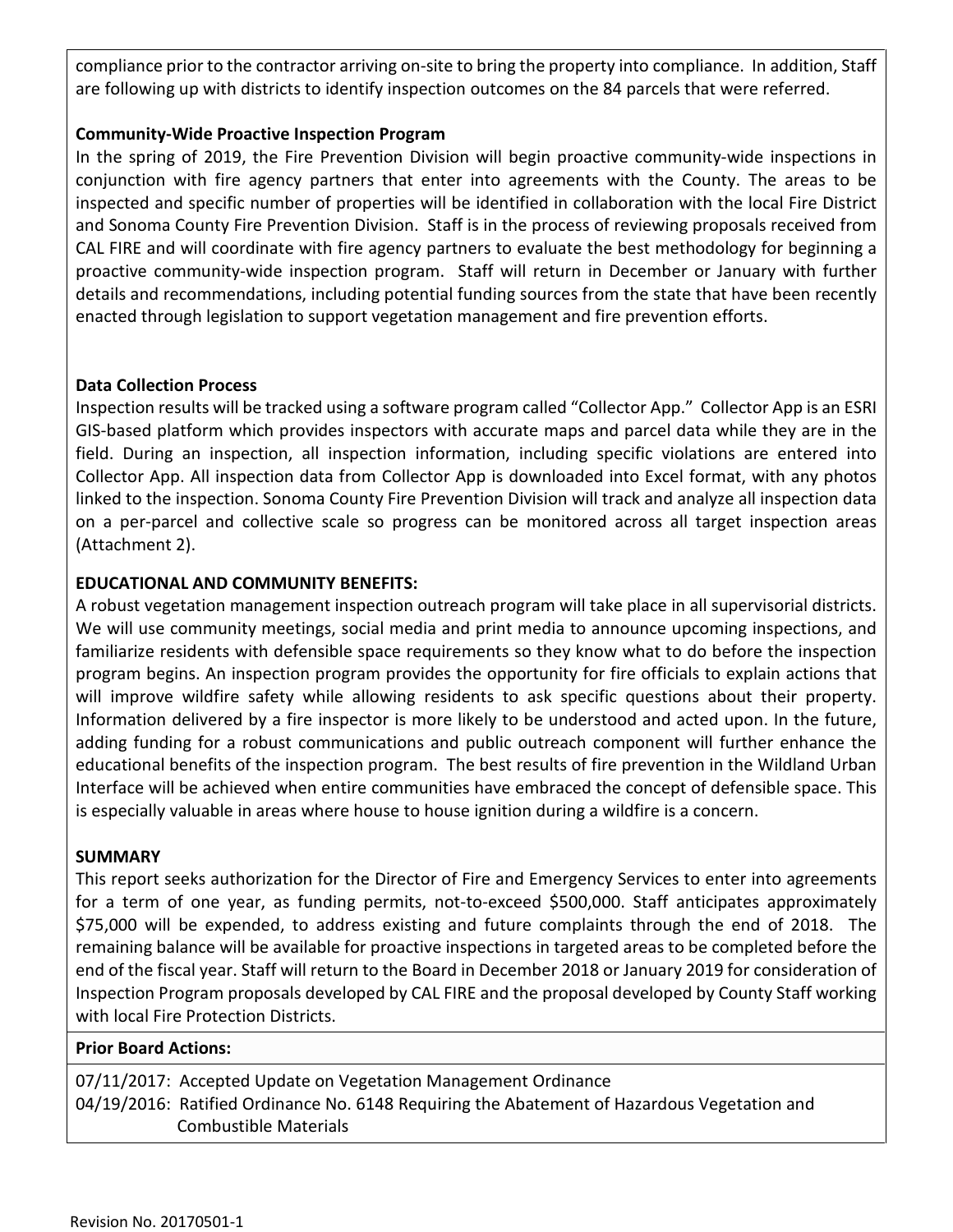compliance prior to the contractor arriving on-site to bring the property into compliance. In addition, Staff are following up with districts to identify inspection outcomes on the 84 parcels that were referred.

**Community-Wide Proactive Inspection Program**

In the spring of 2019, the Fire Prevention Division will begin proactive community-wide inspections in conjunction with fire agency partners that enter into agreements with the County. The areas to be inspected and specific number of properties will be identified in collaboration with the local Fire District and Sonoma County Fire Prevention Division. Staff is in the process of reviewing proposals received from CAL FIRE and will coordinate with fire agency partners to evaluate the best methodology for beginning a proactive community-wide inspection program. Staff will return in December or January with further details and recommendations, including potential funding sources from the state that have been recently enacted through legislation to support vegetation management and fire prevention efforts.

**Data Collection Process**

Inspection results will be tracked using a software program called "Collector App." Collector App is an ESRI GIS-based platform which provides inspectors with accurate maps and parcel data while they are in the field. During an inspection, all inspection information, including specific violations are entered into Collector App. All inspection data from Collector App is downloaded into Excel format, with any photos linked to the inspection. Sonoma County Fire Prevention Division will track and analyze all inspection data on a per-parcel and collective scale so progress can be monitored across all target inspection areas (Attachment 2).

**EDUCATIONAL AND COMMUNITY BENEFITS:**

A robust vegetation management inspection outreach program will take place in all supervisorial districts. We will use community meetings, social media and print media to announce upcoming inspections, and familiarize residents with defensible space requirements so they know what to do before the inspection program begins. An inspection program provides the opportunity for fire officials to explain actions that will improve wildfire safety while allowing residents to ask specific questions about their property. Information delivered by a fire inspector is more likely to be understood and acted upon. In the future, adding funding for a robust communications and public outreach component will further enhance the educational benefits of the inspection program. The best results of fire prevention in the Wildland Urban Interface will be achieved when entire communities have embraced the concept of defensible space. This is especially valuable in areas where house to house ignition during a wildfire is a concern.

**SUMMARY**

This report seeks authorization for the Director of Fire and Emergency Services to enter into agreements for a term of one year, as funding permits, not-to-exceed $500,000. Staff anticipates approximately $75,000 will be expended, to address existing and future complaints through the end of 2018. The remaining balance will be available for proactive inspections in targeted areas to be completed before the end of the fiscal year. Staff will return to the Board in December 2018 or January 2019 for consideration of Inspection Program proposals developed by CAL FIRE and the proposal developed by County Staff working with local Fire Protection Districts.

**Prior Board Actions:**

07/11/2017: Accepted Update on Vegetation Management Ordinance
04/19/2016: Ratified Ordinance No. 6148 Requiring the Abatement of Hazardous Vegetation and Combustible Materials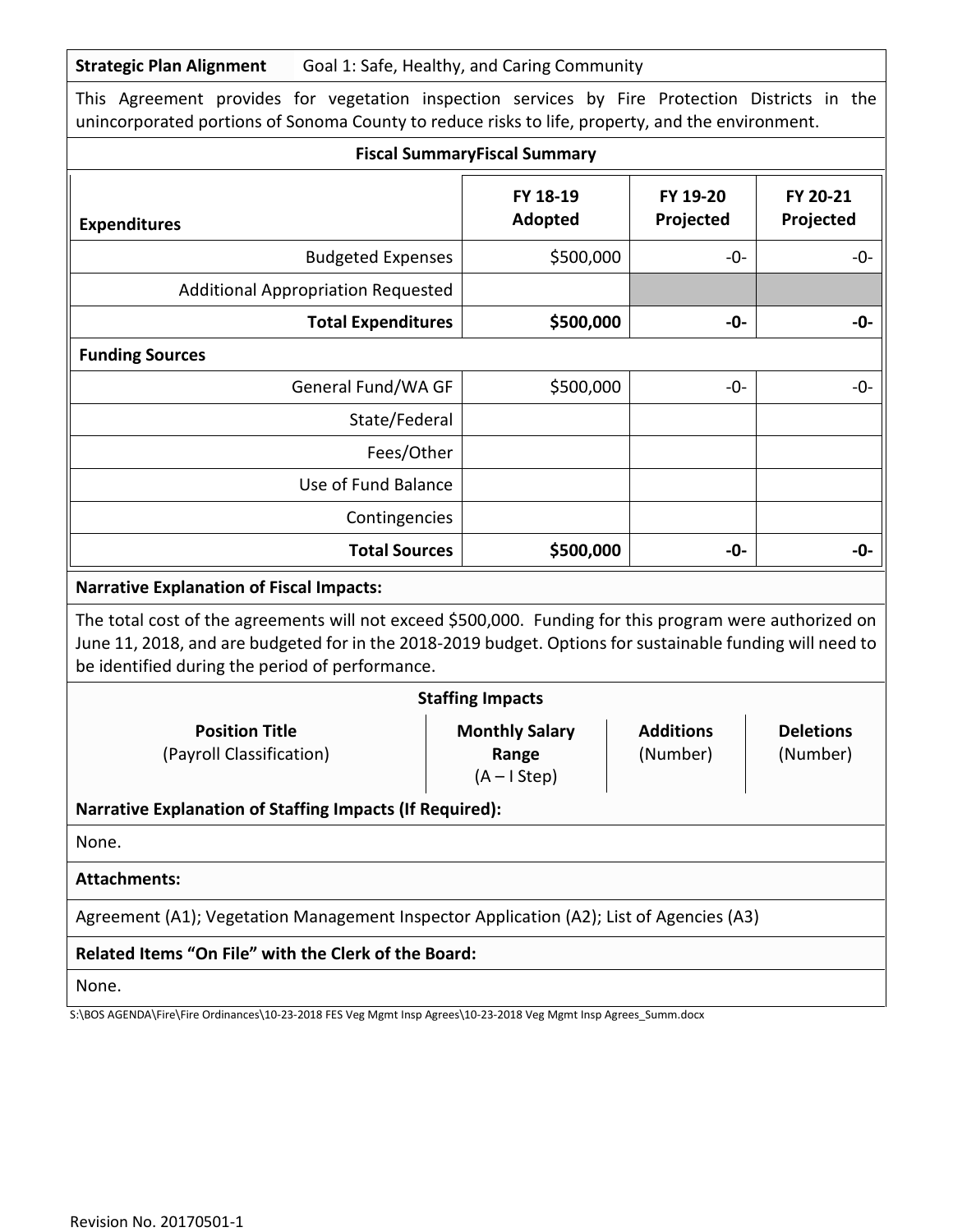| **Strategic Plan Alignment** | Goal 1: Safe, Healthy, and Caring Community |
|---|---|

This Agreement provides for vegetation inspection services by Fire Protection Districts in the unincorporated portions of Sonoma County to reduce risks to life, property, and the environment.

**Fiscal SummaryFiscal Summary**

| **Expenditures** | **FY 18-19 Adopted** | **FY 19-20 Projected** | **FY 20-21 Projected** |
|---|---|---|---|
| Budgeted Expenses | $500,000 | -0- | -0- |
| Additional Appropriation Requested | | | |
| **Total Expenditures** | **$500,000** | **-0-** | **-0-** |
| **Funding Sources** | | | |
| General Fund/WA GF | $500,000 | -0- | -0- |
| State/Federal | | | |
| Fees/Other | | | |
| Use of Fund Balance | | | |
| Contingencies | | | |
| **Total Sources** | **$500,000** | **-0-** | **-0-** |

**Narrative Explanation of Fiscal Impacts:**

The total cost of the agreements will not exceed $500,000. Funding for this program were authorized on June 11, 2018, and are budgeted for in the 2018-2019 budget. Options for sustainable funding will need to be identified during the period of performance.

**Staffing Impacts**

| **Position Title** (Payroll Classification) | **Monthly Salary Range** (A – I Step) | **Additions** (Number) | **Deletions** (Number) |
|---|---|---|---|

**Narrative Explanation of Staffing Impacts (If Required):**

None.

**Attachments:**

Agreement (A1); Vegetation Management Inspector Application (A2); List of Agencies (A3)

**Related Items "On File" with the Clerk of the Board:**

None.

S:\BOS AGENDA\Fire\Fire Ordinances\10-23-2018 FES Veg Mgmt Insp Agrees\10-23-2018 Veg Mgmt Insp Agrees_Summ.docx

Revision No. 20170501-1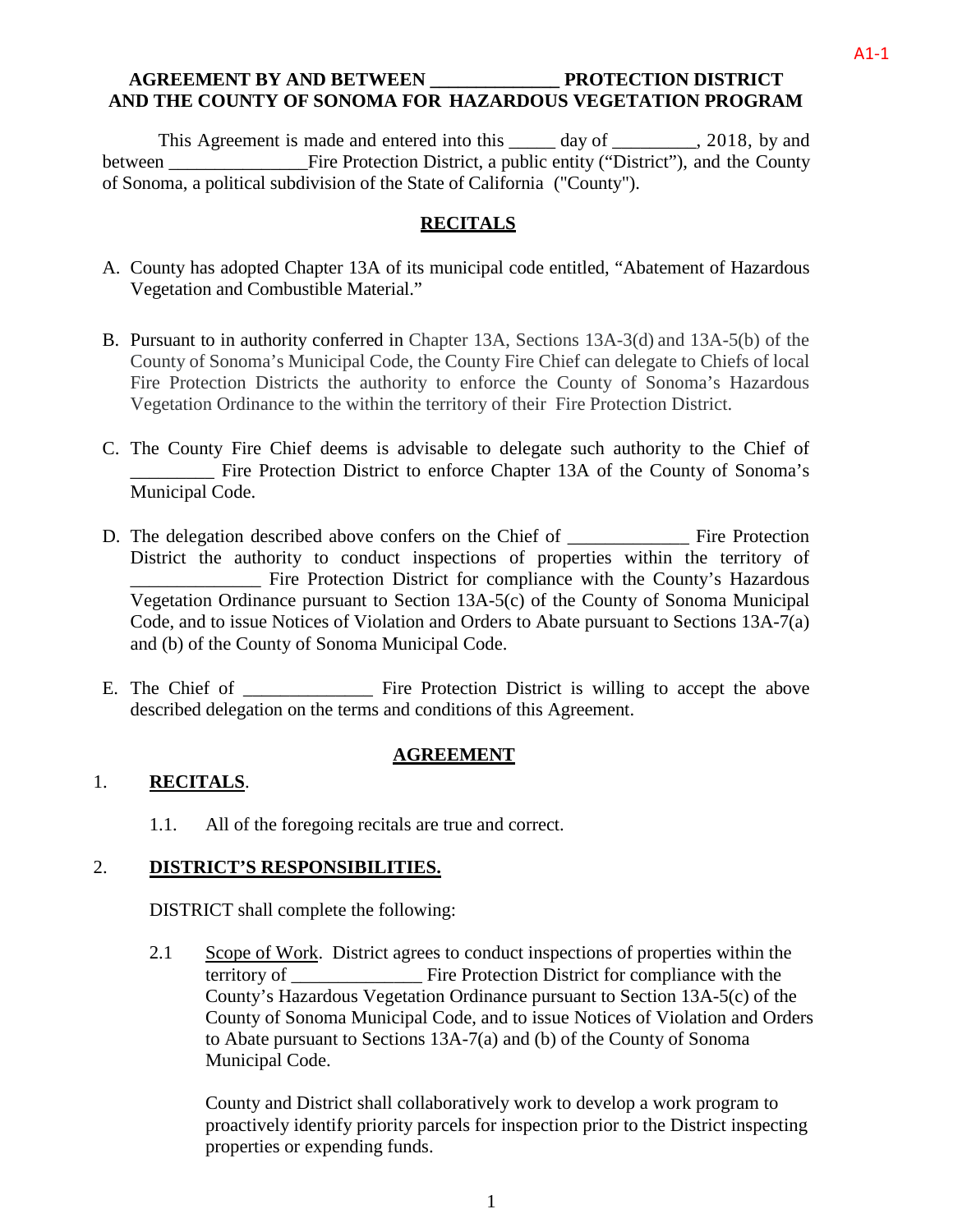A1-1

**AGREEMENT BY AND BETWEEN _____________ PROTECTION DISTRICT AND THE COUNTY OF SONOMA FOR HAZARDOUS VEGETATION PROGRAM**

This Agreement is made and entered into this _____ day of _________, 2018, by and between _______________Fire Protection District, a public entity ("District"), and the County of Sonoma, a political subdivision of the State of California ("County").

## RECITALS

A. County has adopted Chapter 13A of its municipal code entitled, "Abatement of Hazardous Vegetation and Combustible Material."

B. Pursuant to in authority conferred in Chapter 13A, Sections 13A-3(d) and 13A-5(b) of the County of Sonoma's Municipal Code, the County Fire Chief can delegate to Chiefs of local Fire Protection Districts the authority to enforce the County of Sonoma's Hazardous Vegetation Ordinance to the within the territory of their Fire Protection District.

C. The County Fire Chief deems is advisable to delegate such authority to the Chief of _________ Fire Protection District to enforce Chapter 13A of the County of Sonoma's Municipal Code.

D. The delegation described above confers on the Chief of _____________ Fire Protection District the authority to conduct inspections of properties within the territory of ______________ Fire Protection District for compliance with the County's Hazardous Vegetation Ordinance pursuant to Section 13A-5(c) of the County of Sonoma Municipal Code, and to issue Notices of Violation and Orders to Abate pursuant to Sections 13A-7(a) and (b) of the County of Sonoma Municipal Code.

E. The Chief of ______________ Fire Protection District is willing to accept the above described delegation on the terms and conditions of this Agreement.

## AGREEMENT

1. **RECITALS**.

   1.1. All of the foregoing recitals are true and correct.

2. **DISTRICT'S RESPONSIBILITIES.**

   DISTRICT shall complete the following:

   2.1 Scope of Work. District agrees to conduct inspections of properties within the territory of ______________ Fire Protection District for compliance with the County's Hazardous Vegetation Ordinance pursuant to Section 13A-5(c) of the County of Sonoma Municipal Code, and to issue Notices of Violation and Orders to Abate pursuant to Sections 13A-7(a) and (b) of the County of Sonoma Municipal Code.

   County and District shall collaboratively work to develop a work program to proactively identify priority parcels for inspection prior to the District inspecting properties or expending funds.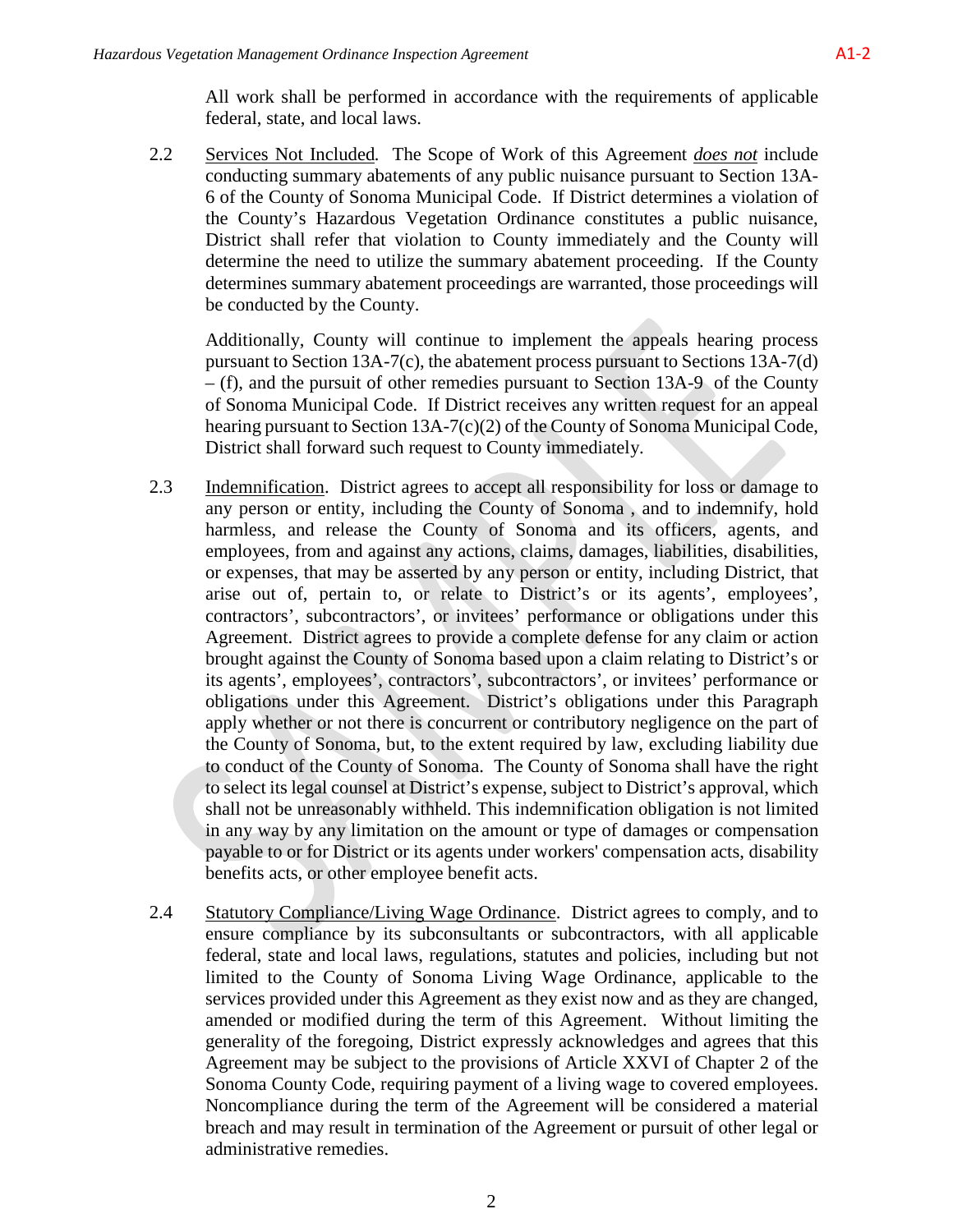All work shall be performed in accordance with the requirements of applicable federal, state, and local laws.

2.2 Services Not Included. The Scope of Work of this Agreement *does not* include conducting summary abatements of any public nuisance pursuant to Section 13A-6 of the County of Sonoma Municipal Code. If District determines a violation of the County's Hazardous Vegetation Ordinance constitutes a public nuisance, District shall refer that violation to County immediately and the County will determine the need to utilize the summary abatement proceeding. If the County determines summary abatement proceedings are warranted, those proceedings will be conducted by the County.

Additionally, County will continue to implement the appeals hearing process pursuant to Section 13A-7(c), the abatement process pursuant to Sections 13A-7(d) – (f), and the pursuit of other remedies pursuant to Section 13A-9 of the County of Sonoma Municipal Code. If District receives any written request for an appeal hearing pursuant to Section 13A-7(c)(2) of the County of Sonoma Municipal Code, District shall forward such request to County immediately.

2.3 Indemnification. District agrees to accept all responsibility for loss or damage to any person or entity, including the County of Sonoma , and to indemnify, hold harmless, and release the County of Sonoma and its officers, agents, and employees, from and against any actions, claims, damages, liabilities, disabilities, or expenses, that may be asserted by any person or entity, including District, that arise out of, pertain to, or relate to District's or its agents', employees', contractors', subcontractors', or invitees' performance or obligations under this Agreement. District agrees to provide a complete defense for any claim or action brought against the County of Sonoma based upon a claim relating to District's or its agents', employees', contractors', subcontractors', or invitees' performance or obligations under this Agreement. District's obligations under this Paragraph apply whether or not there is concurrent or contributory negligence on the part of the County of Sonoma, but, to the extent required by law, excluding liability due to conduct of the County of Sonoma. The County of Sonoma shall have the right to select its legal counsel at District's expense, subject to District's approval, which shall not be unreasonably withheld. This indemnification obligation is not limited in any way by any limitation on the amount or type of damages or compensation payable to or for District or its agents under workers' compensation acts, disability benefits acts, or other employee benefit acts.

2.4 Statutory Compliance/Living Wage Ordinance. District agrees to comply, and to ensure compliance by its subconsultants or subcontractors, with all applicable federal, state and local laws, regulations, statutes and policies, including but not limited to the County of Sonoma Living Wage Ordinance, applicable to the services provided under this Agreement as they exist now and as they are changed, amended or modified during the term of this Agreement. Without limiting the generality of the foregoing, District expressly acknowledges and agrees that this Agreement may be subject to the provisions of Article XXVI of Chapter 2 of the Sonoma County Code, requiring payment of a living wage to covered employees. Noncompliance during the term of the Agreement will be considered a material breach and may result in termination of the Agreement or pursuit of other legal or administrative remedies.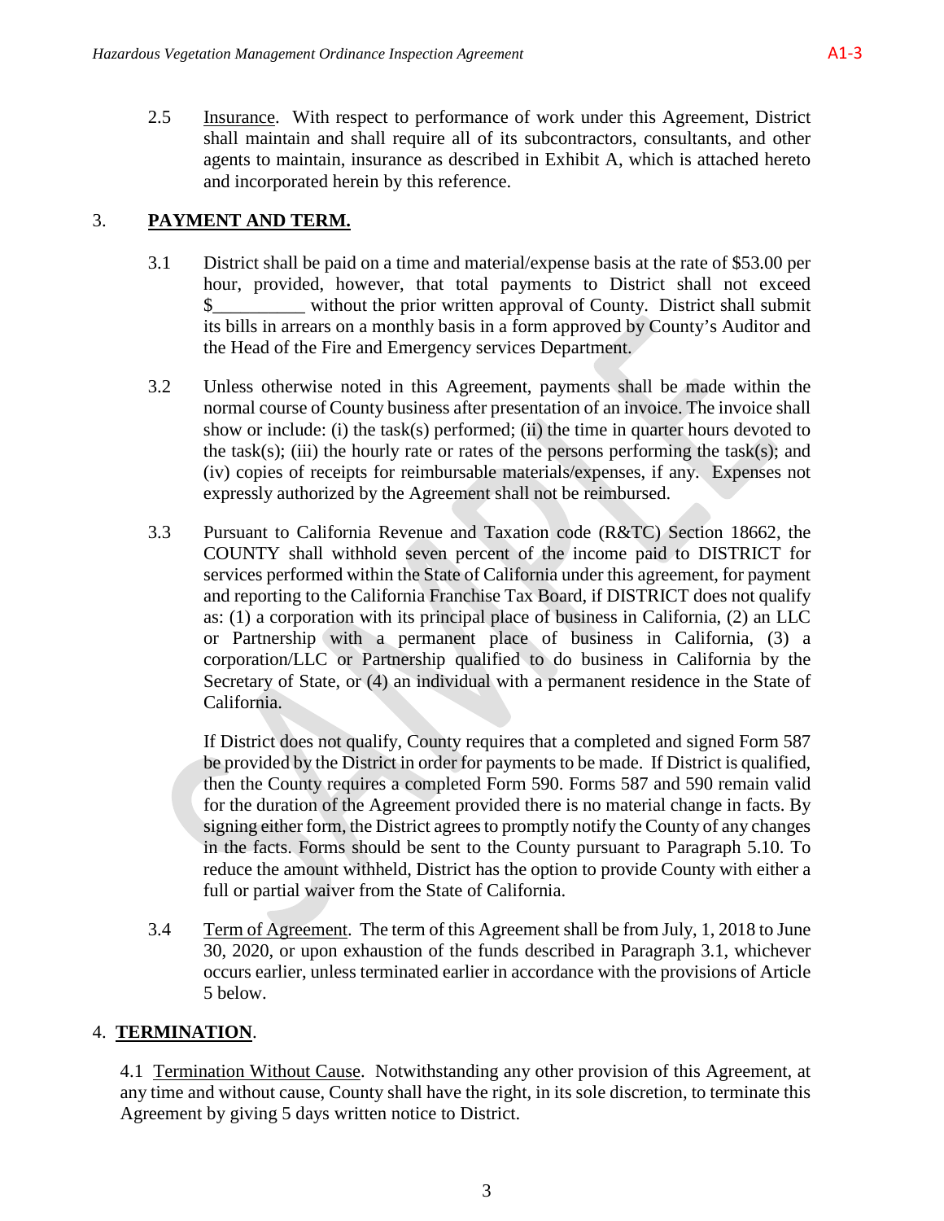2.5 Insurance. With respect to performance of work under this Agreement, District shall maintain and shall require all of its subcontractors, consultants, and other agents to maintain, insurance as described in Exhibit A, which is attached hereto and incorporated herein by this reference.

## 3. **PAYMENT AND TERM.**

3.1 District shall be paid on a time and material/expense basis at the rate of $53.00 per hour, provided, however, that total payments to District shall not exceed $__________ without the prior written approval of County. District shall submit its bills in arrears on a monthly basis in a form approved by County's Auditor and the Head of the Fire and Emergency services Department.

3.2 Unless otherwise noted in this Agreement, payments shall be made within the normal course of County business after presentation of an invoice. The invoice shall show or include: (i) the task(s) performed; (ii) the time in quarter hours devoted to the task(s); (iii) the hourly rate or rates of the persons performing the task(s); and (iv) copies of receipts for reimbursable materials/expenses, if any. Expenses not expressly authorized by the Agreement shall not be reimbursed.

3.3 Pursuant to California Revenue and Taxation code (R&TC) Section 18662, the COUNTY shall withhold seven percent of the income paid to DISTRICT for services performed within the State of California under this agreement, for payment and reporting to the California Franchise Tax Board, if DISTRICT does not qualify as: (1) a corporation with its principal place of business in California, (2) an LLC or Partnership with a permanent place of business in California, (3) a corporation/LLC or Partnership qualified to do business in California by the Secretary of State, or (4) an individual with a permanent residence in the State of California.

If District does not qualify, County requires that a completed and signed Form 587 be provided by the District in order for payments to be made. If District is qualified, then the County requires a completed Form 590. Forms 587 and 590 remain valid for the duration of the Agreement provided there is no material change in facts. By signing either form, the District agrees to promptly notify the County of any changes in the facts. Forms should be sent to the County pursuant to Paragraph 5.10. To reduce the amount withheld, District has the option to provide County with either a full or partial waiver from the State of California.

3.4 Term of Agreement. The term of this Agreement shall be from July, 1, 2018 to June 30, 2020, or upon exhaustion of the funds described in Paragraph 3.1, whichever occurs earlier, unless terminated earlier in accordance with the provisions of Article 5 below.

## 4. **TERMINATION**.

4.1 Termination Without Cause. Notwithstanding any other provision of this Agreement, at any time and without cause, County shall have the right, in its sole discretion, to terminate this Agreement by giving 5 days written notice to District.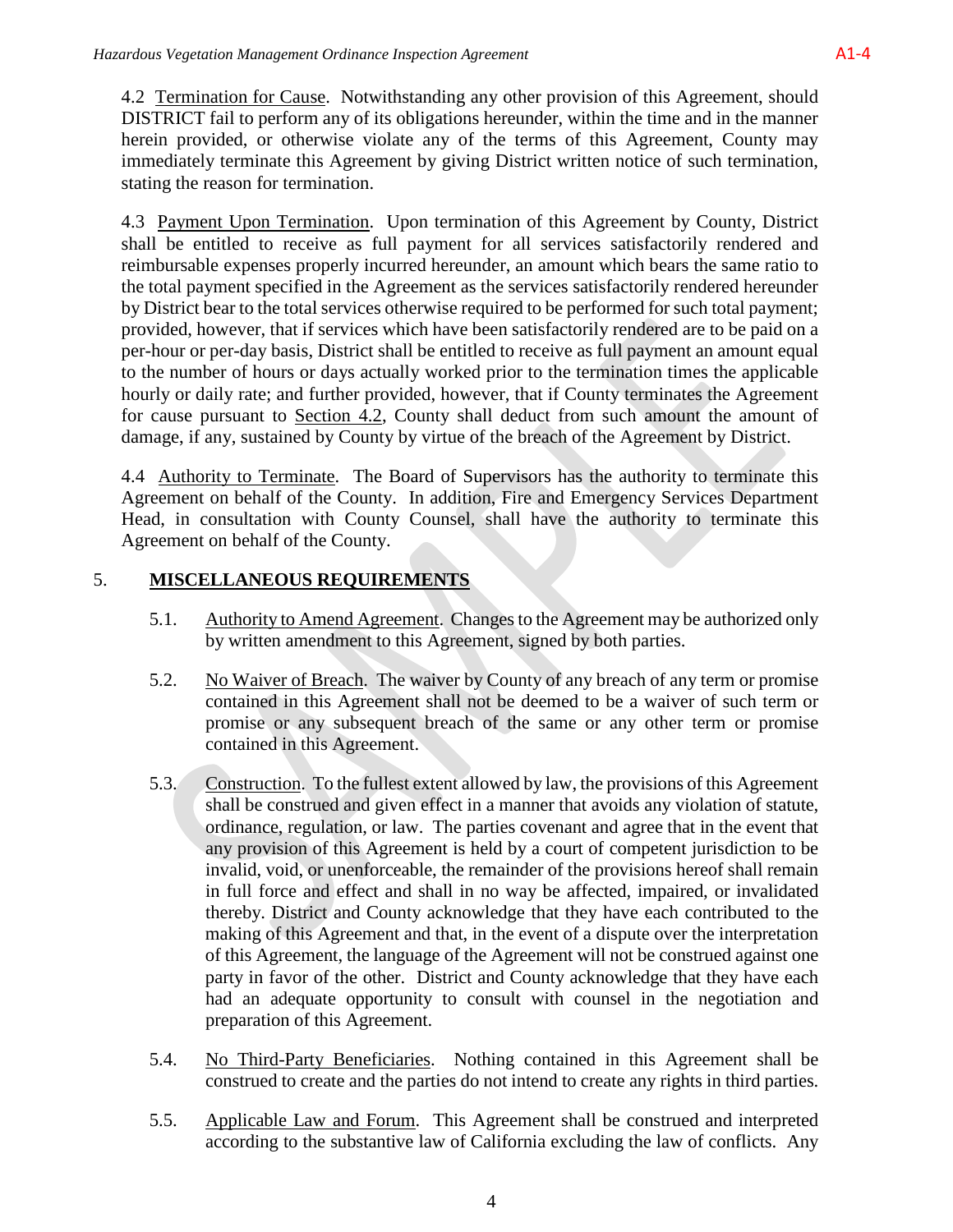4.2 Termination for Cause. Notwithstanding any other provision of this Agreement, should DISTRICT fail to perform any of its obligations hereunder, within the time and in the manner herein provided, or otherwise violate any of the terms of this Agreement, County may immediately terminate this Agreement by giving District written notice of such termination, stating the reason for termination.

4.3 Payment Upon Termination. Upon termination of this Agreement by County, District shall be entitled to receive as full payment for all services satisfactorily rendered and reimbursable expenses properly incurred hereunder, an amount which bears the same ratio to the total payment specified in the Agreement as the services satisfactorily rendered hereunder by District bear to the total services otherwise required to be performed for such total payment; provided, however, that if services which have been satisfactorily rendered are to be paid on a per-hour or per-day basis, District shall be entitled to receive as full payment an amount equal to the number of hours or days actually worked prior to the termination times the applicable hourly or daily rate; and further provided, however, that if County terminates the Agreement for cause pursuant to Section 4.2, County shall deduct from such amount the amount of damage, if any, sustained by County by virtue of the breach of the Agreement by District.

4.4 Authority to Terminate. The Board of Supervisors has the authority to terminate this Agreement on behalf of the County. In addition, Fire and Emergency Services Department Head, in consultation with County Counsel, shall have the authority to terminate this Agreement on behalf of the County.

## 5. MISCELLANEOUS REQUIREMENTS

5.1. Authority to Amend Agreement. Changes to the Agreement may be authorized only by written amendment to this Agreement, signed by both parties.

5.2. No Waiver of Breach. The waiver by County of any breach of any term or promise contained in this Agreement shall not be deemed to be a waiver of such term or promise or any subsequent breach of the same or any other term or promise contained in this Agreement.

5.3. Construction. To the fullest extent allowed by law, the provisions of this Agreement shall be construed and given effect in a manner that avoids any violation of statute, ordinance, regulation, or law. The parties covenant and agree that in the event that any provision of this Agreement is held by a court of competent jurisdiction to be invalid, void, or unenforceable, the remainder of the provisions hereof shall remain in full force and effect and shall in no way be affected, impaired, or invalidated thereby. District and County acknowledge that they have each contributed to the making of this Agreement and that, in the event of a dispute over the interpretation of this Agreement, the language of the Agreement will not be construed against one party in favor of the other. District and County acknowledge that they have each had an adequate opportunity to consult with counsel in the negotiation and preparation of this Agreement.

5.4. No Third-Party Beneficiaries. Nothing contained in this Agreement shall be construed to create and the parties do not intend to create any rights in third parties.

5.5. Applicable Law and Forum. This Agreement shall be construed and interpreted according to the substantive law of California excluding the law of conflicts. Any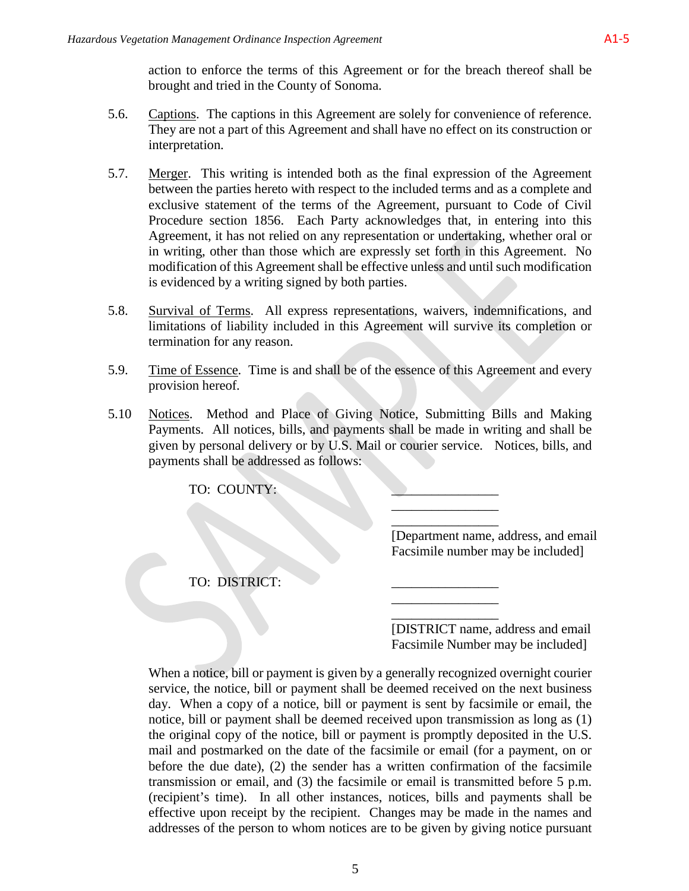action to enforce the terms of this Agreement or for the breach thereof shall be brought and tried in the County of Sonoma.

5.6. Captions. The captions in this Agreement are solely for convenience of reference. They are not a part of this Agreement and shall have no effect on its construction or interpretation.

5.7. Merger. This writing is intended both as the final expression of the Agreement between the parties hereto with respect to the included terms and as a complete and exclusive statement of the terms of the Agreement, pursuant to Code of Civil Procedure section 1856. Each Party acknowledges that, in entering into this Agreement, it has not relied on any representation or undertaking, whether oral or in writing, other than those which are expressly set forth in this Agreement. No modification of this Agreement shall be effective unless and until such modification is evidenced by a writing signed by both parties.

5.8. Survival of Terms. All express representations, waivers, indemnifications, and limitations of liability included in this Agreement will survive its completion or termination for any reason.

5.9. Time of Essence. Time is and shall be of the essence of this Agreement and every provision hereof.

5.10 Notices. Method and Place of Giving Notice, Submitting Bills and Making Payments. All notices, bills, and payments shall be made in writing and shall be given by personal delivery or by U.S. Mail or courier service. Notices, bills, and payments shall be addressed as follows:

TO: COUNTY:

________________
________________
________________
[Department name, address, and email Facsimile number may be included]

TO: DISTRICT:

________________
________________
________________
[DISTRICT name, address and email Facsimile Number may be included]

When a notice, bill or payment is given by a generally recognized overnight courier service, the notice, bill or payment shall be deemed received on the next business day. When a copy of a notice, bill or payment is sent by facsimile or email, the notice, bill or payment shall be deemed received upon transmission as long as (1) the original copy of the notice, bill or payment is promptly deposited in the U.S. mail and postmarked on the date of the facsimile or email (for a payment, on or before the due date), (2) the sender has a written confirmation of the facsimile transmission or email, and (3) the facsimile or email is transmitted before 5 p.m. (recipient's time). In all other instances, notices, bills and payments shall be effective upon receipt by the recipient. Changes may be made in the names and addresses of the person to whom notices are to be given by giving notice pursuant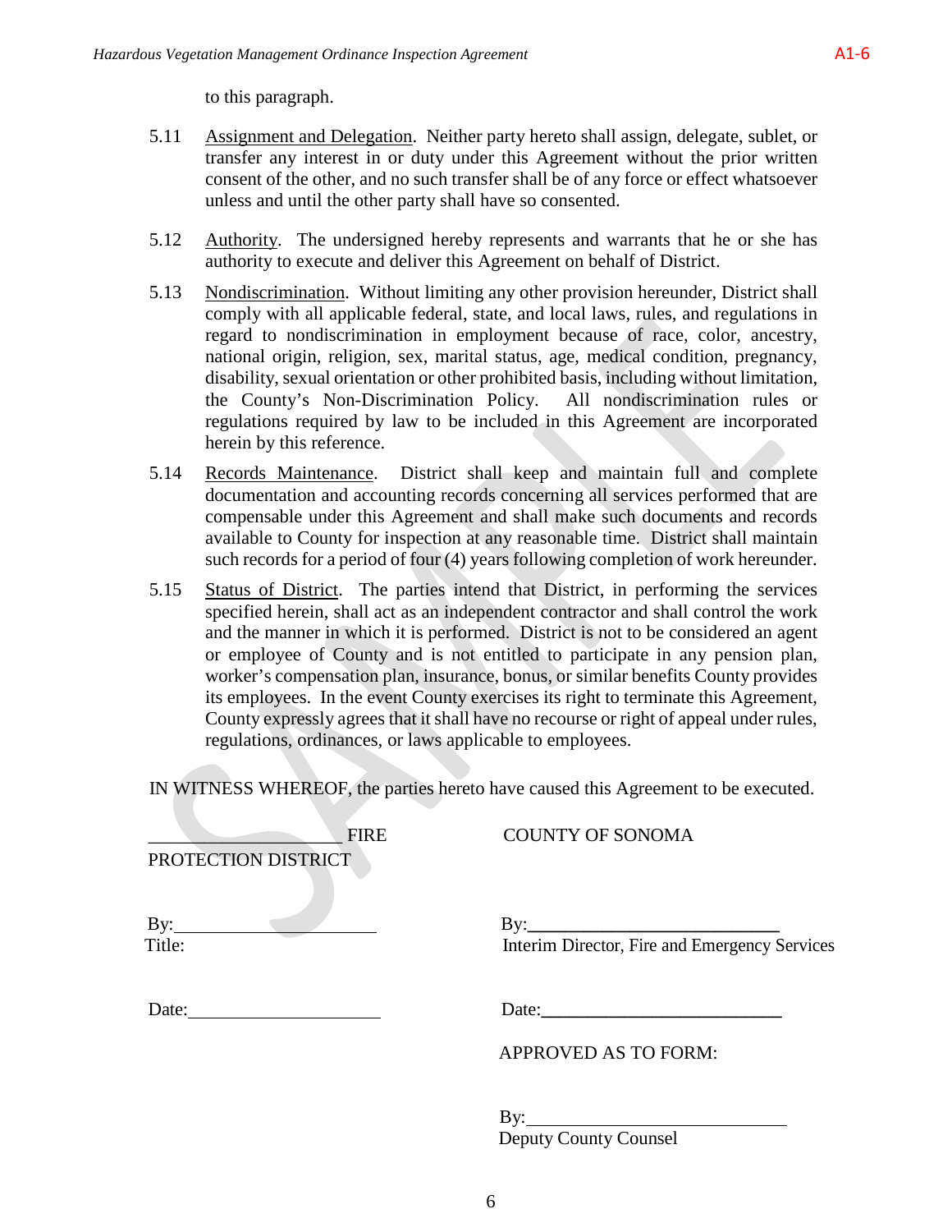to this paragraph.

5.11 Assignment and Delegation. Neither party hereto shall assign, delegate, sublet, or transfer any interest in or duty under this Agreement without the prior written consent of the other, and no such transfer shall be of any force or effect whatsoever unless and until the other party shall have so consented.

5.12 Authority. The undersigned hereby represents and warrants that he or she has authority to execute and deliver this Agreement on behalf of District.

5.13 Nondiscrimination. Without limiting any other provision hereunder, District shall comply with all applicable federal, state, and local laws, rules, and regulations in regard to nondiscrimination in employment because of race, color, ancestry, national origin, religion, sex, marital status, age, medical condition, pregnancy, disability, sexual orientation or other prohibited basis, including without limitation, the County's Non-Discrimination Policy. All nondiscrimination rules or regulations required by law to be included in this Agreement are incorporated herein by this reference.

5.14 Records Maintenance. District shall keep and maintain full and complete documentation and accounting records concerning all services performed that are compensable under this Agreement and shall make such documents and records available to County for inspection at any reasonable time. District shall maintain such records for a period of four (4) years following completion of work hereunder.

5.15 Status of District. The parties intend that District, in performing the services specified herein, shall act as an independent contractor and shall control the work and the manner in which it is performed. District is not to be considered an agent or employee of County and is not entitled to participate in any pension plan, worker's compensation plan, insurance, bonus, or similar benefits County provides its employees. In the event County exercises its right to terminate this Agreement, County expressly agrees that it shall have no recourse or right of appeal under rules, regulations, ordinances, or laws applicable to employees.

IN WITNESS WHEREOF, the parties hereto have caused this Agreement to be executed.

____________________ FIRE PROTECTION DISTRICT

By:____________________
Title:

Date:____________________

COUNTY OF SONOMA

By:____________________
Interim Director, Fire and Emergency Services

Date:____________________

APPROVED AS TO FORM:

By:____________________
Deputy County Counsel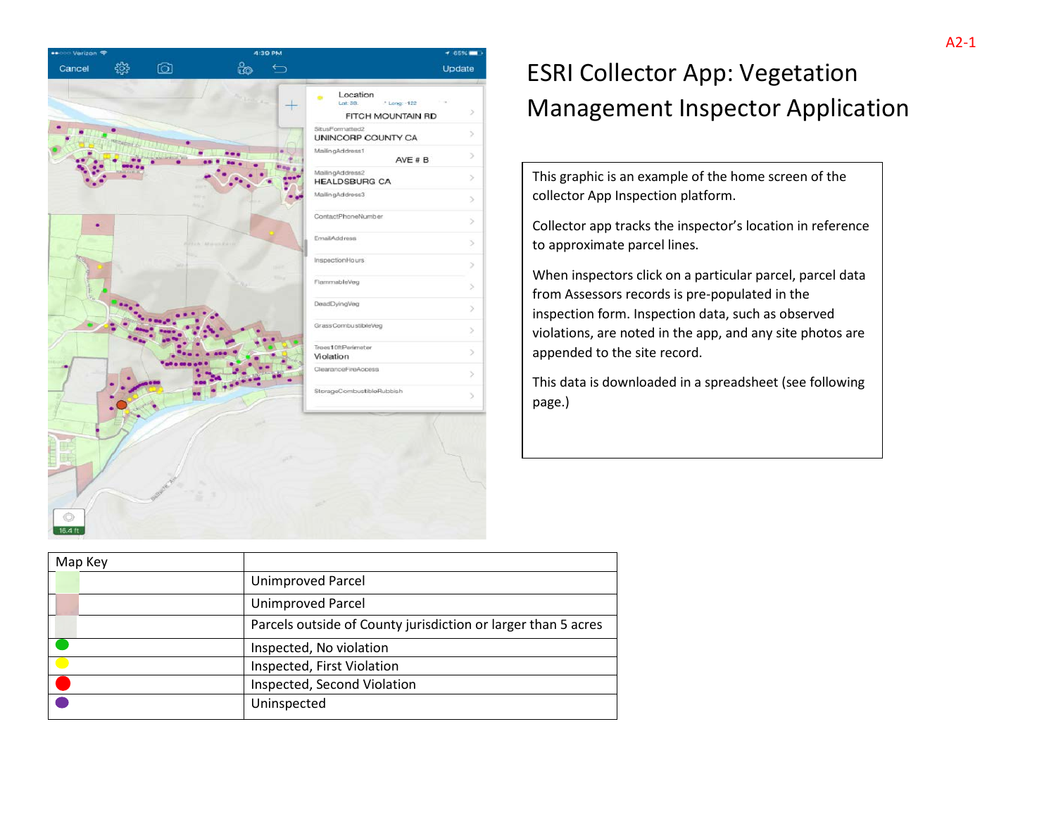A2-1

# ESRI Collector App: Vegetation Management Inspector Application

This graphic is an example of the home screen of the collector App Inspection platform.

Collector app tracks the inspector's location in reference to approximate parcel lines.

When inspectors click on a particular parcel, parcel data from Assessors records is pre-populated in the inspection form. Inspection data, such as observed violations, are noted in the app, and any site photos are appended to the site record.

This data is downloaded in a spreadsheet (see following page.)

| Map Key | |
|---|---|
| | Unimproved Parcel |
| | Unimproved Parcel |
| | Parcels outside of County jurisdiction or larger than 5 acres |
| | Inspected, No violation |
| | Inspected, First Violation |
| | Inspected, Second Violation |
| | Uninspected |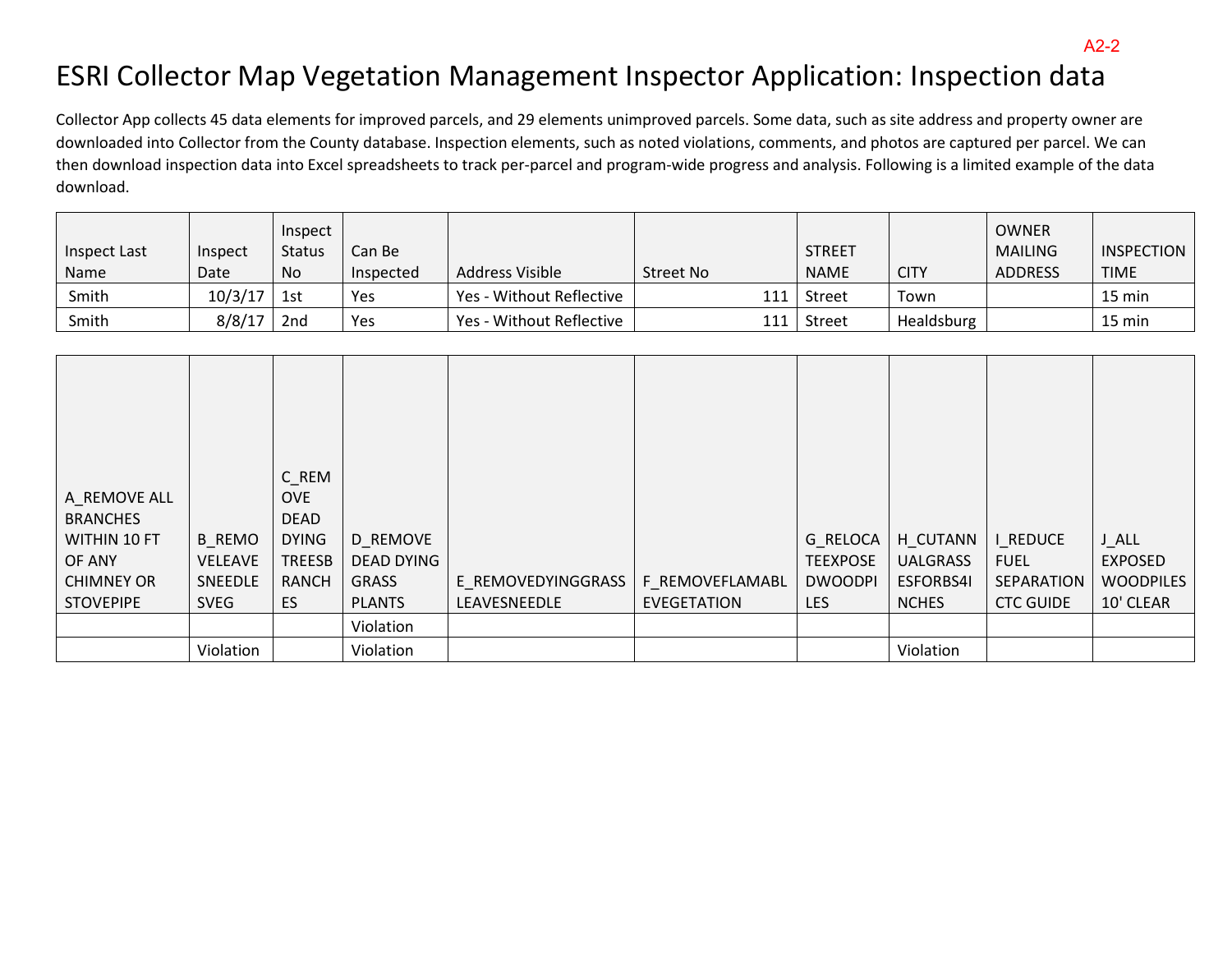A2-2

# ESRI Collector Map Vegetation Management Inspector Application: Inspection data

Collector App collects 45 data elements for improved parcels, and 29 elements unimproved parcels. Some data, such as site address and property owner are downloaded into Collector from the County database. Inspection elements, such as noted violations, comments, and photos are captured per parcel. We can then download inspection data into Excel spreadsheets to track per-parcel and program-wide progress and analysis. Following is a limited example of the data download.

| Inspect Last Name | Inspect Date | Inspect Status No | Can Be Inspected | Address Visible | Street No | STREET NAME | CITY | OWNER MAILING ADDRESS | INSPECTION TIME |
|---|---|---|---|---|---|---|---|---|---|
| Smith | 10/3/17 | 1st | Yes | Yes - Without Reflective | 111 | Street | Town | | 15 min |
| Smith | 8/8/17 | 2nd | Yes | Yes - Without Reflective | 111 | Street | Healdsburg | | 15 min |

| A_REMOVE ALL BRANCHES WITHIN 10 FT OF ANY CHIMNEY OR STOVEPIPE | B_REMOVELEAVESNEEDLESVEG | C_REMOVEDEADDYINGTREESBRANCHES | D_REMOVE DEAD DYING GRASS PLANTS | E_REMOVEDYINGGRASSLEAVESNEEDLE | F_REMOVEFLAMABLEVEGETATION | G_RELOCATEEXPOSEDWOODPILES | H_CUTANNUALGRASSESFORBS4INCHES | I_REDUCE FUEL SEPARATION CTC GUIDE | J_ALL EXPOSED WOODPILES 10' CLEAR |
|---|---|---|---|---|---|---|---|---|---|
| | | | Violation | | | | | | |
| | Violation | | Violation | | | | Violation | | |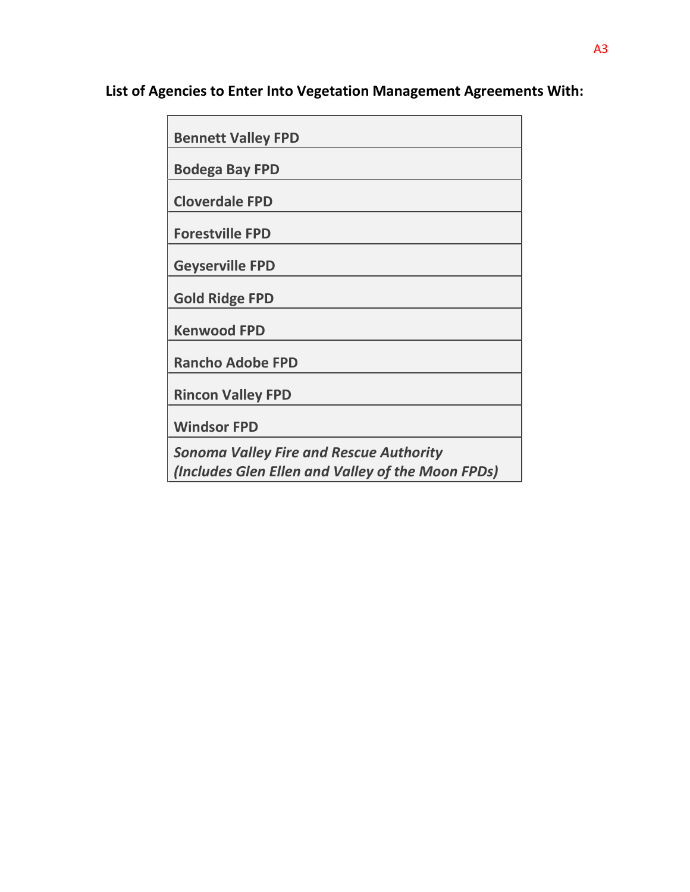**List of Agencies to Enter Into Vegetation Management Agreements With:**

| |
|---|
| **Bennett Valley FPD** |
| **Bodega Bay FPD** |
| **Cloverdale FPD** |
| **Forestville FPD** |
| **Geyserville FPD** |
| **Gold Ridge FPD** |
| **Kenwood FPD** |
| **Rancho Adobe FPD** |
| **Rincon Valley FPD** |
| **Windsor FPD** |
| ***Sonoma Valley Fire and Rescue Authority (Includes Glen Ellen and Valley of the Moon FPDs)*** |